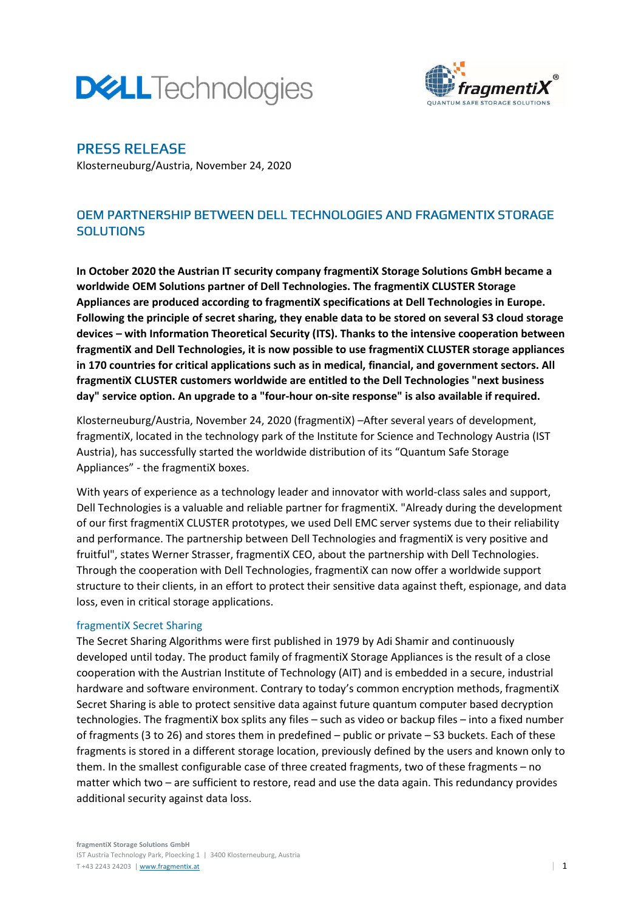## PRESS RELEASE

Klosterneuburg/Austria, November 24, 2020

# OEM PARTNERSHIP BETWEEN DELL TECHNOLOGIES AND FRAGMENTIX STORAGE SOLUTIONS

**In October 2020 the Austrian IT security company fragmentiX Storage Solutions GmbH became a worldwide OEM Solutions partner of Dell Technologies. The fragmentiX CLUSTER Storage Appliances are produced according to fragmentiX specifications at Dell Technologies in Europe. Following the principle of secret sharing, they enable data to be stored on several S3 cloud storage devices – with Information Theoretical Security (ITS). Thanks to the intensive cooperation between fragmentiX and Dell Technologies, it is now possible to use fragmentiX CLUSTER storage appliances in 170 countries for critical applications such as in medical, financial, and government sectors. All fragmentiX CLUSTER customers worldwide are entitled to the Dell Technologies "next business day" service option. An upgrade to a "four-hour on-site response" is also available if required.**

Klosterneuburg/Austria, November 24, 2020 (fragmentiX) –After several years of development, fragmentiX, located in the technology park of the Institute for Science and Technology Austria (IST Austria), has successfully started the worldwide distribution of its "Quantum Safe Storage Appliances" - the fragmentiX boxes.

With years of experience as a technology leader and innovator with world-class sales and support, Dell Technologies is a valuable and reliable partner for fragmentiX. "Already during the development of our first fragmentiX CLUSTER prototypes, we used Dell EMC server systems due to their reliability and performance. The partnership between Dell Technologies and fragmentiX is very positive and fruitful", states Werner Strasser, fragmentiX CEO, about the partnership with Dell Technologies. Through the cooperation with Dell Technologies, fragmentiX can now offer a worldwide support structure to their clients, in an effort to protect their sensitive data against theft, espionage, and data loss, even in critical storage applications.

### fragmentiX Secret Sharing

The Secret Sharing Algorithms were first published in 1979 by Adi Shamir and continuously developed until today. The product family of fragmentiX Storage Appliances is the result of a close cooperation with the Austrian Institute of Technology (AIT) and is embedded in a secure, industrial hardware and software environment. Contrary to today's common encryption methods, fragmentiX Secret Sharing is able to protect sensitive data against future quantum computer based decryption technologies. The fragmentiX box splits any files – such as video or backup files – into a fixed number of fragments (3 to 26) and stores them in predefined – public or private – S3 buckets. Each of these fragments is stored in a different storage location, previously defined by the users and known only to them. In the smallest configurable case of three created fragments, two of these fragments – no matter which two – are sufficient to restore, read and use the data again. This redundancy provides additional security against data loss.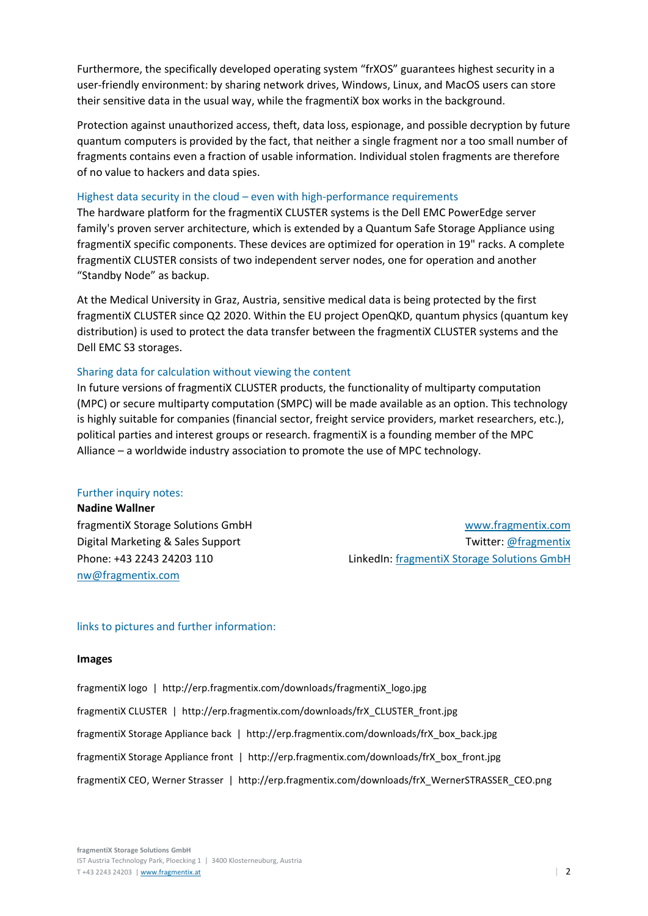Furthermore, the specifically developed operating system "frXOS" guarantees highest security in a user-friendly environment: by sharing network drives, Windows, Linux, and MacOS users can store their sensitive data in the usual way, while the fragmentiX box works in the background.

Protection against unauthorized access, theft, data loss, espionage, and possible decryption by future quantum computers is provided by the fact, that neither a single fragment nor a too small number of fragments contains even a fraction of usable information. Individual stolen fragments are therefore of no value to hackers and data spies.

## Highest data security in the cloud – even with high-performance requirements

The hardware platform for the fragmentiX CLUSTER systems is the Dell EMC PowerEdge server family's proven server architecture, which is extended by a Quantum Safe Storage Appliance using fragmentiX specific components. These devices are optimized for operation in 19" racks. A complete fragmentiX CLUSTER consists of two independent server nodes, one for operation and another "Standby Node" as backup.

At the Medical University in Graz, Austria, sensitive medical data is being protected by the first fragmentiX CLUSTER since Q2 2020. Within the EU project OpenQKD, quantum physics (quantum key distribution) is used to protect the data transfer between the fragmentiX CLUSTER systems and the Dell EMC S3 storages.

## Sharing data for calculation without viewing the content

In future versions of fragmentiX CLUSTER products, the functionality of multiparty computation (MPC) or secure multiparty computation (SMPC) will be made available as an option. This technology is highly suitable for companies (financial sector, freight service providers, market researchers, etc.), political parties and interest groups or research. fragmentiX is a founding member of the MPC Alliance – a worldwide industry association to promote the use of MPC technology.

## Further inquiry notes:

**Nadine Wallner**
fragmentiX Storage Solutions GmbH
Digital Marketing & Sales Support
Phone: +43 2243 24203 110
nw@fragmentix.com

www.fragmentix.com
Twitter: @fragmentix
LinkedIn: fragmentiX Storage Solutions GmbH

## links to pictures and further information:

**Images**

fragmentiX logo | http://erp.fragmentix.com/downloads/fragmentiX_logo.jpg

fragmentiX CLUSTER | http://erp.fragmentix.com/downloads/frX_CLUSTER_front.jpg

fragmentiX Storage Appliance back | http://erp.fragmentix.com/downloads/frX_box_back.jpg

fragmentiX Storage Appliance front | http://erp.fragmentix.com/downloads/frX_box_front.jpg

fragmentiX CEO, Werner Strasser | http://erp.fragmentix.com/downloads/frX_WernerSTRASSER_CEO.png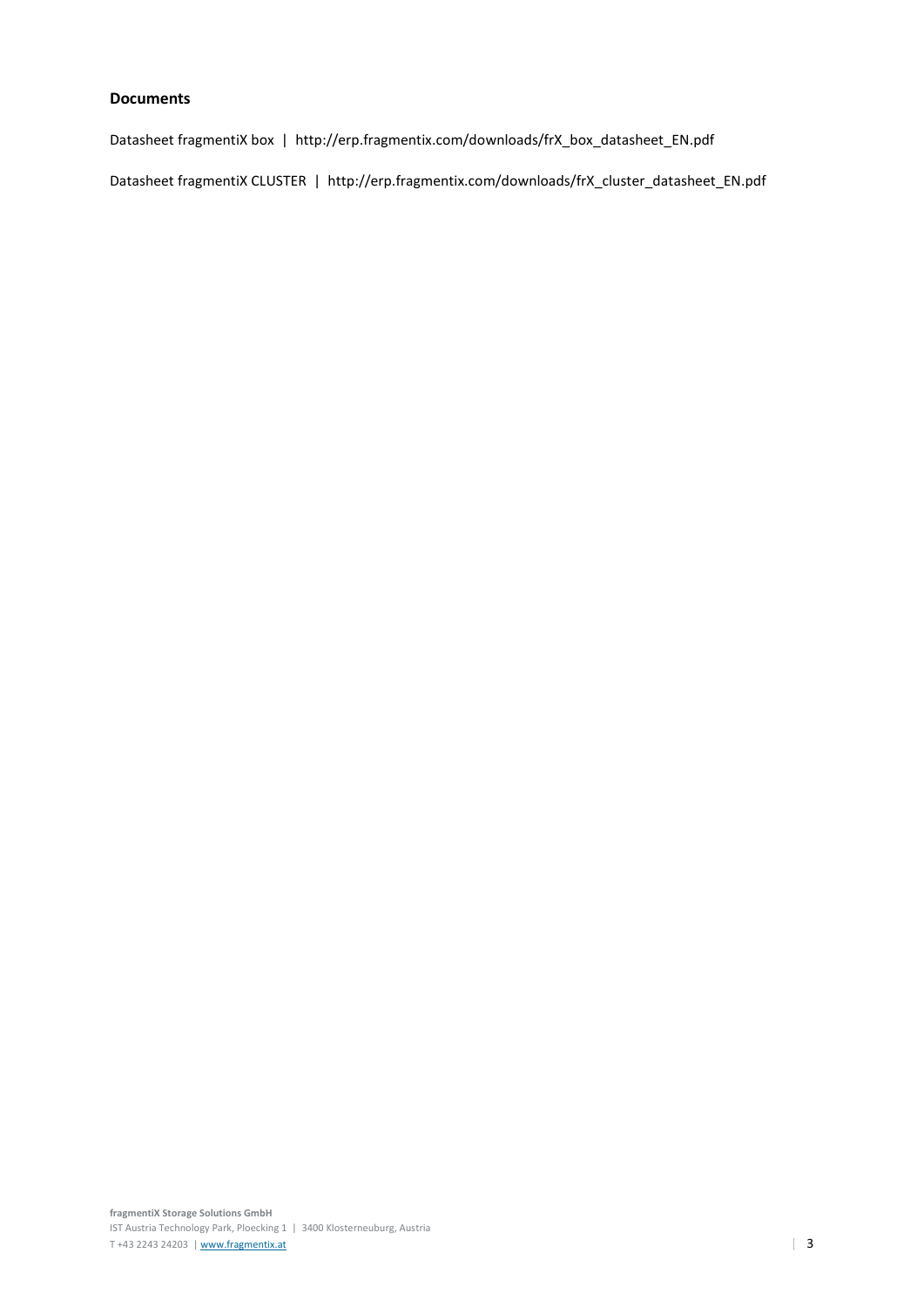## Documents

Datasheet fragmentiX box | http://erp.fragmentix.com/downloads/frX_box_datasheet_EN.pdf

Datasheet fragmentiX CLUSTER | http://erp.fragmentix.com/downloads/frX_cluster_datasheet_EN.pdf